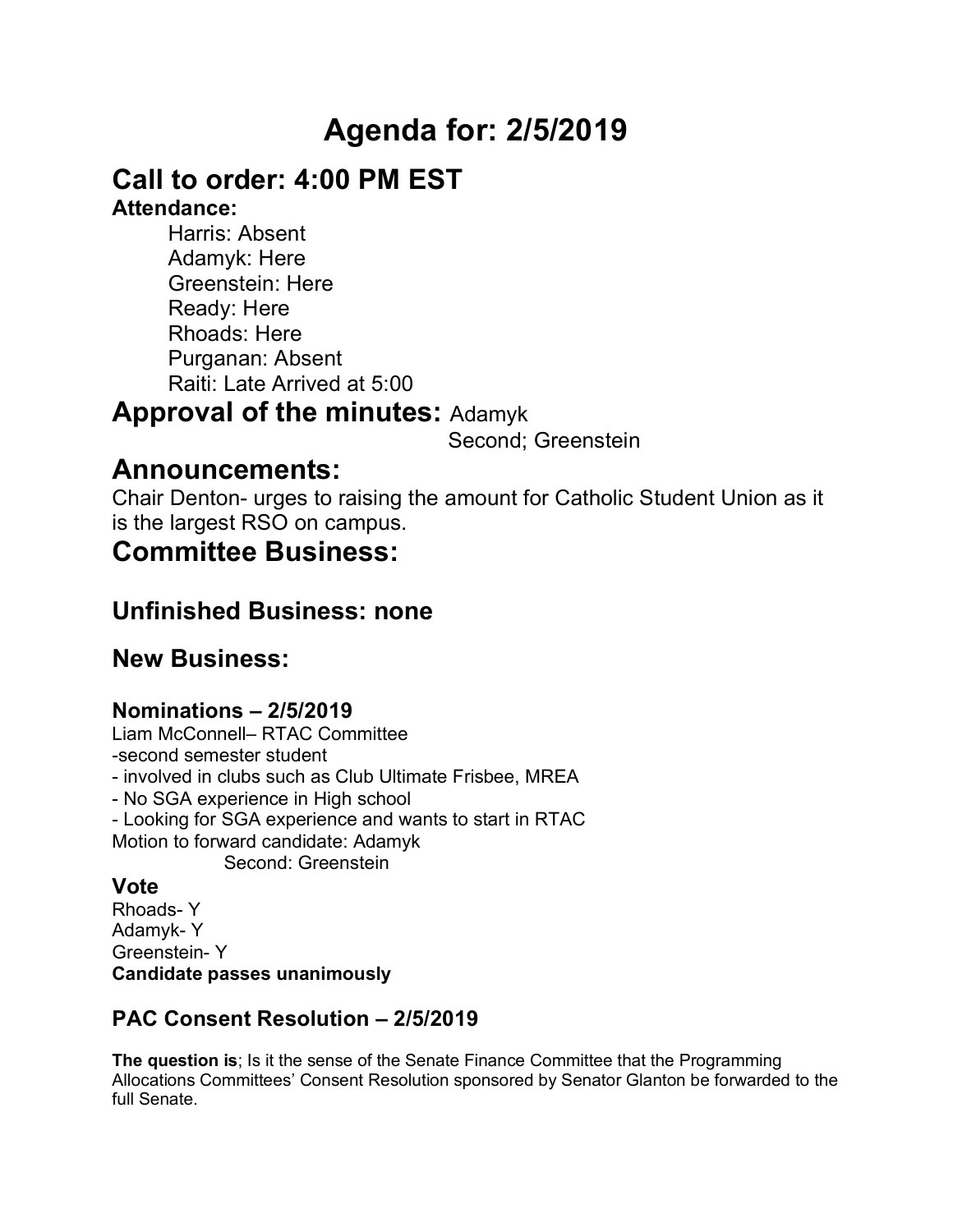# Agenda for: 2/5/2019

## Call to order: 4:00 PM EST

**Attendance:**

Harris: Absent
Adamyk: Here
Greenstein: Here
Ready: Here
Rhoads: Here
Purganan: Absent
Raiti: Late Arrived at 5:00

## Approval of the minutes: Adamyk

Second; Greenstein

## Announcements:

Chair Denton- urges to raising the amount for Catholic Student Union as it is the largest RSO on campus.

## Committee Business:

### Unfinished Business: none

### New Business:

#### Nominations – 2/5/2019

Liam McConnell– RTAC Committee
-second semester student
- involved in clubs such as Club Ultimate Frisbee, MREA
- No SGA experience in High school
- Looking for SGA experience and wants to start in RTAC

Motion to forward candidate: Adamyk
Second: Greenstein

#### Vote

Rhoads- Y
Adamyk- Y
Greenstein- Y

**Candidate passes unanimously**

#### PAC Consent Resolution – 2/5/2019

**The question is**; Is it the sense of the Senate Finance Committee that the Programming Allocations Committees' Consent Resolution sponsored by Senator Glanton be forwarded to the full Senate.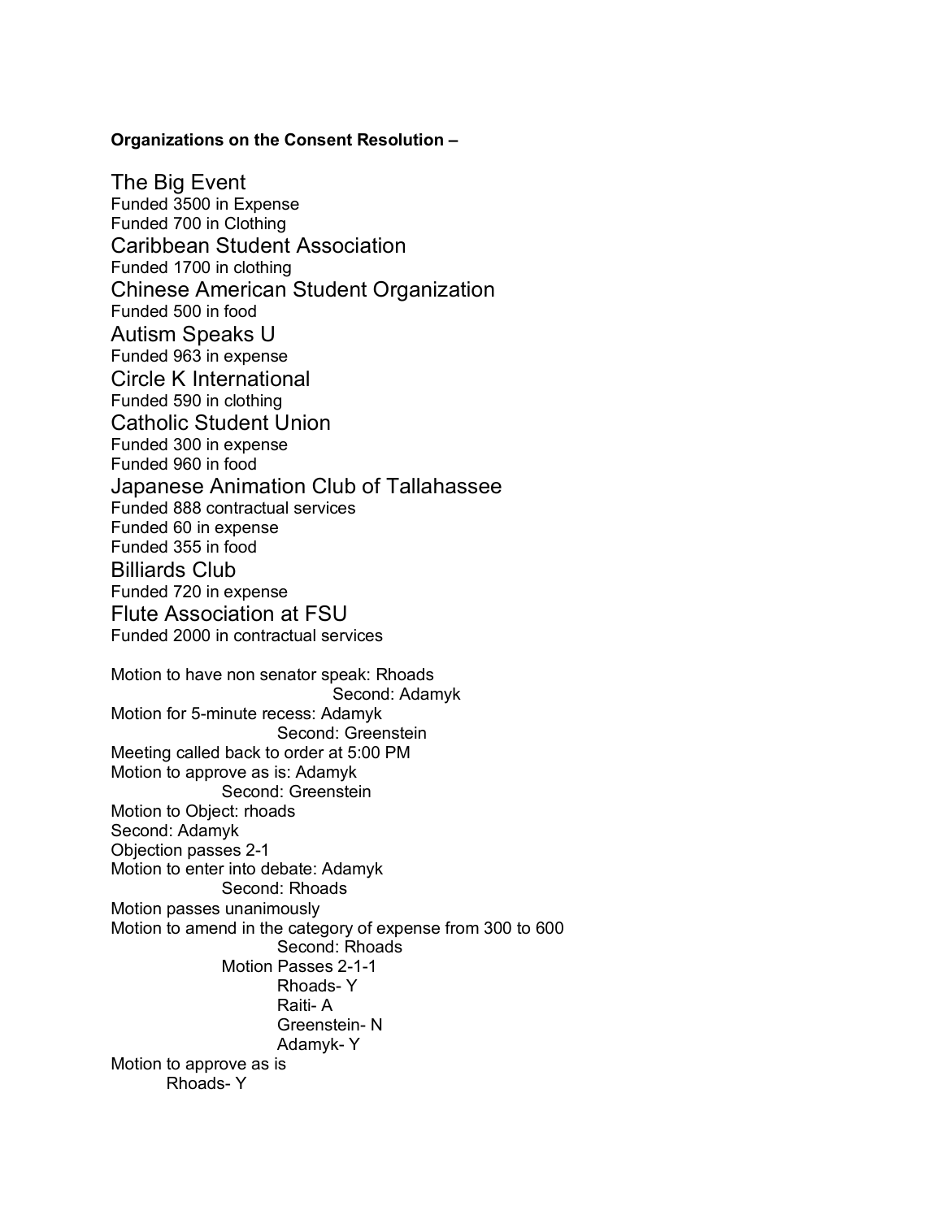**Organizations on the Consent Resolution –**

### The Big Event
Funded 3500 in Expense
Funded 700 in Clothing

### Caribbean Student Association
Funded 1700 in clothing

### Chinese American Student Organization
Funded 500 in food

### Autism Speaks U
Funded 963 in expense

### Circle K International
Funded 590 in clothing

### Catholic Student Union
Funded 300 in expense
Funded 960 in food

### Japanese Animation Club of Tallahassee
Funded 888 contractual services
Funded 60 in expense
Funded 355 in food

### Billiards Club
Funded 720 in expense

### Flute Association at FSU
Funded 2000 in contractual services

Motion to have non senator speak: Rhoads
Second: Adamyk
Motion for 5-minute recess: Adamyk
Second: Greenstein
Meeting called back to order at 5:00 PM
Motion to approve as is: Adamyk
Second: Greenstein
Motion to Object: rhoads
Second: Adamyk
Objection passes 2-1
Motion to enter into debate: Adamyk
Second: Rhoads
Motion passes unanimously
Motion to amend in the category of expense from 300 to 600
Second: Rhoads
Motion Passes 2-1-1
Rhoads- Y
Raiti- A
Greenstein- N
Adamyk- Y
Motion to approve as is
Rhoads- Y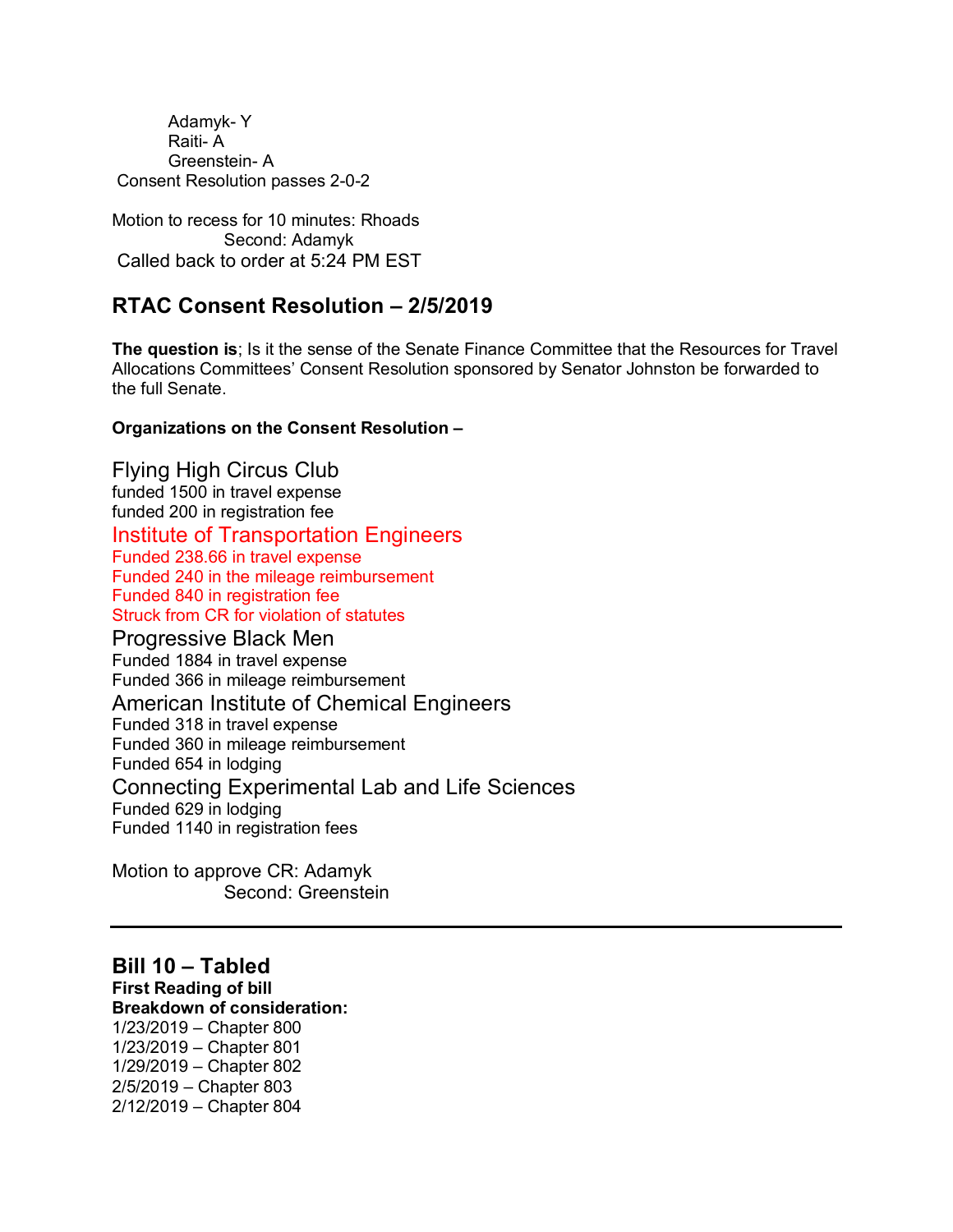Adamyk- Y
Raiti- A
Greenstein- A
Consent Resolution passes 2-0-2

Motion to recess for 10 minutes: Rhoads
Second: Adamyk
Called back to order at 5:24 PM EST

## RTAC Consent Resolution – 2/5/2019

**The question is**; Is it the sense of the Senate Finance Committee that the Resources for Travel Allocations Committees' Consent Resolution sponsored by Senator Johnston be forwarded to the full Senate.

**Organizations on the Consent Resolution –**

Flying High Circus Club
funded 1500 in travel expense
funded 200 in registration fee

Institute of Transportation Engineers
Funded 238.66 in travel expense
Funded 240 in the mileage reimbursement
Funded 840 in registration fee
Struck from CR for violation of statutes

Progressive Black Men
Funded 1884 in travel expense
Funded 366 in mileage reimbursement

American Institute of Chemical Engineers
Funded 318 in travel expense
Funded 360 in mileage reimbursement
Funded 654 in lodging

Connecting Experimental Lab and Life Sciences
Funded 629 in lodging
Funded 1140 in registration fees

Motion to approve CR: Adamyk
Second: Greenstein

---

## Bill 10 – Tabled

**First Reading of bill**
**Breakdown of consideration:**
1/23/2019 – Chapter 800
1/23/2019 – Chapter 801
1/29/2019 – Chapter 802
2/5/2019 – Chapter 803
2/12/2019 – Chapter 804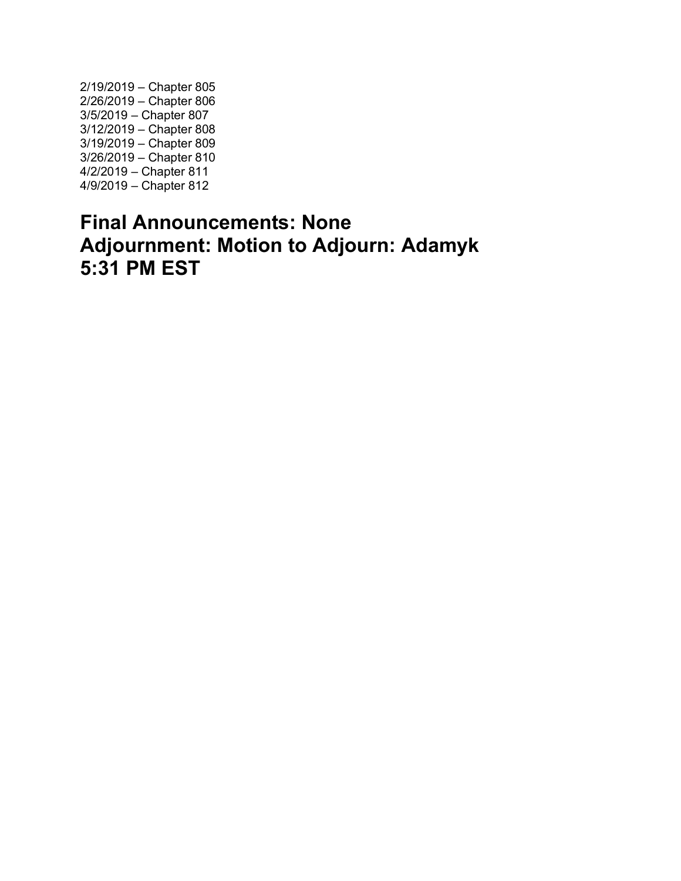2/19/2019 – Chapter 805
2/26/2019 – Chapter 806
3/5/2019 – Chapter 807
3/12/2019 – Chapter 808
3/19/2019 – Chapter 809
3/26/2019 – Chapter 810
4/2/2019 – Chapter 811
4/9/2019 – Chapter 812

## Final Announcements: None
## Adjournment: Motion to Adjourn: Adamyk
## 5:31 PM EST